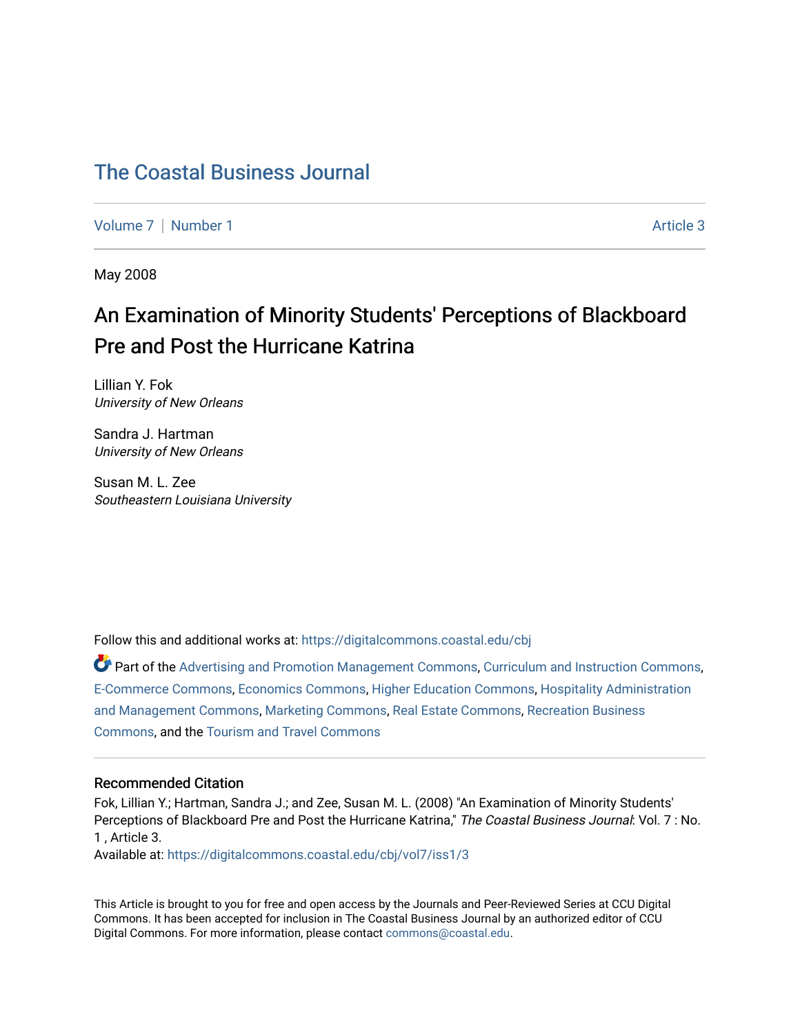# The Coastal Business Journal

Volume 7 | Number 1 Article 3

May 2008

## An Examination of Minority Students' Perceptions of Blackboard Pre and Post the Hurricane Katrina

Lillian Y. Fok
*University of New Orleans*

Sandra J. Hartman
*University of New Orleans*

Susan M. L. Zee
*Southeastern Louisiana University*

Follow this and additional works at: https://digitalcommons.coastal.edu/cbj

Part of the Advertising and Promotion Management Commons, Curriculum and Instruction Commons, E-Commerce Commons, Economics Commons, Higher Education Commons, Hospitality Administration and Management Commons, Marketing Commons, Real Estate Commons, Recreation Business Commons, and the Tourism and Travel Commons

### Recommended Citation

Fok, Lillian Y.; Hartman, Sandra J.; and Zee, Susan M. L. (2008) "An Examination of Minority Students' Perceptions of Blackboard Pre and Post the Hurricane Katrina," *The Coastal Business Journal*: Vol. 7 : No. 1 , Article 3.
Available at: https://digitalcommons.coastal.edu/cbj/vol7/iss1/3

This Article is brought to you for free and open access by the Journals and Peer-Reviewed Series at CCU Digital Commons. It has been accepted for inclusion in The Coastal Business Journal by an authorized editor of CCU Digital Commons. For more information, please contact commons@coastal.edu.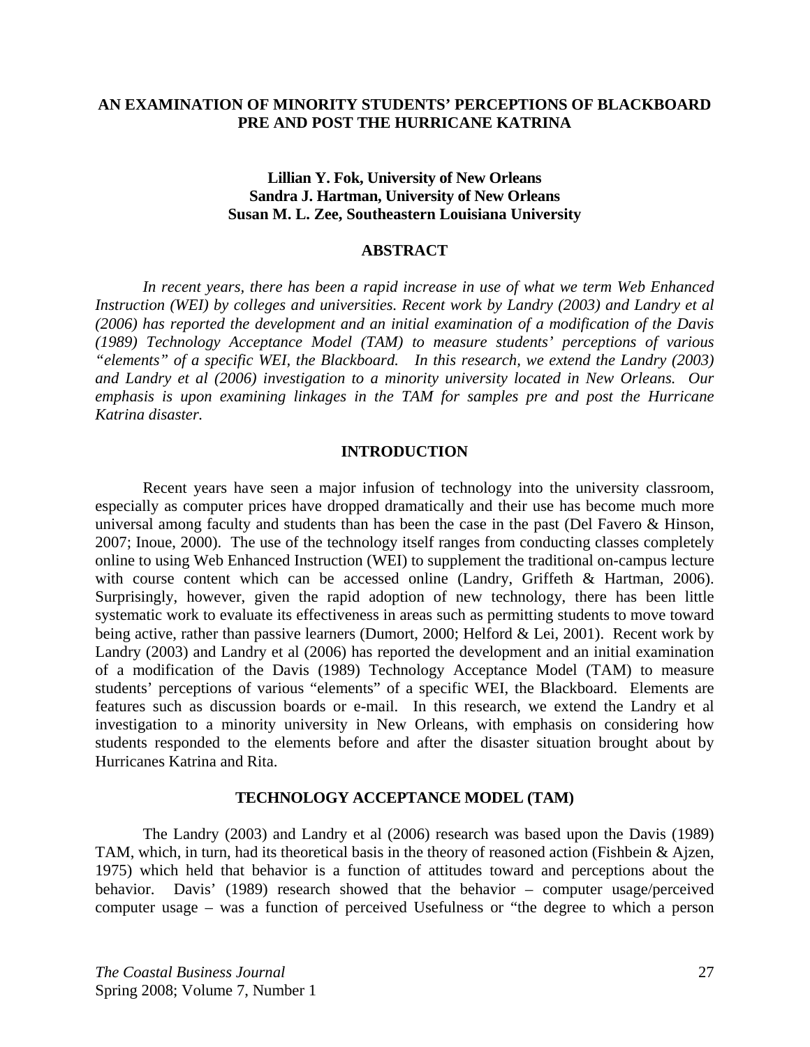# AN EXAMINATION OF MINORITY STUDENTS' PERCEPTIONS OF BLACKBOARD PRE AND POST THE HURRICANE KATRINA

**Lillian Y. Fok, University of New Orleans**
**Sandra J. Hartman, University of New Orleans**
**Susan M. L. Zee, Southeastern Louisiana University**

## ABSTRACT

*In recent years, there has been a rapid increase in use of what we term Web Enhanced Instruction (WEI) by colleges and universities. Recent work by Landry (2003) and Landry et al (2006) has reported the development and an initial examination of a modification of the Davis (1989) Technology Acceptance Model (TAM) to measure students' perceptions of various "elements" of a specific WEI, the Blackboard. In this research, we extend the Landry (2003) and Landry et al (2006) investigation to a minority university located in New Orleans. Our emphasis is upon examining linkages in the TAM for samples pre and post the Hurricane Katrina disaster.*

## INTRODUCTION

Recent years have seen a major infusion of technology into the university classroom, especially as computer prices have dropped dramatically and their use has become much more universal among faculty and students than has been the case in the past (Del Favero & Hinson, 2007; Inoue, 2000). The use of the technology itself ranges from conducting classes completely online to using Web Enhanced Instruction (WEI) to supplement the traditional on-campus lecture with course content which can be accessed online (Landry, Griffeth & Hartman, 2006). Surprisingly, however, given the rapid adoption of new technology, there has been little systematic work to evaluate its effectiveness in areas such as permitting students to move toward being active, rather than passive learners (Dumort, 2000; Helford & Lei, 2001). Recent work by Landry (2003) and Landry et al (2006) has reported the development and an initial examination of a modification of the Davis (1989) Technology Acceptance Model (TAM) to measure students' perceptions of various "elements" of a specific WEI, the Blackboard. Elements are features such as discussion boards or e-mail. In this research, we extend the Landry et al investigation to a minority university in New Orleans, with emphasis on considering how students responded to the elements before and after the disaster situation brought about by Hurricanes Katrina and Rita.

## TECHNOLOGY ACCEPTANCE MODEL (TAM)

The Landry (2003) and Landry et al (2006) research was based upon the Davis (1989) TAM, which, in turn, had its theoretical basis in the theory of reasoned action (Fishbein & Ajzen, 1975) which held that behavior is a function of attitudes toward and perceptions about the behavior. Davis' (1989) research showed that the behavior – computer usage/perceived computer usage – was a function of perceived Usefulness or "the degree to which a person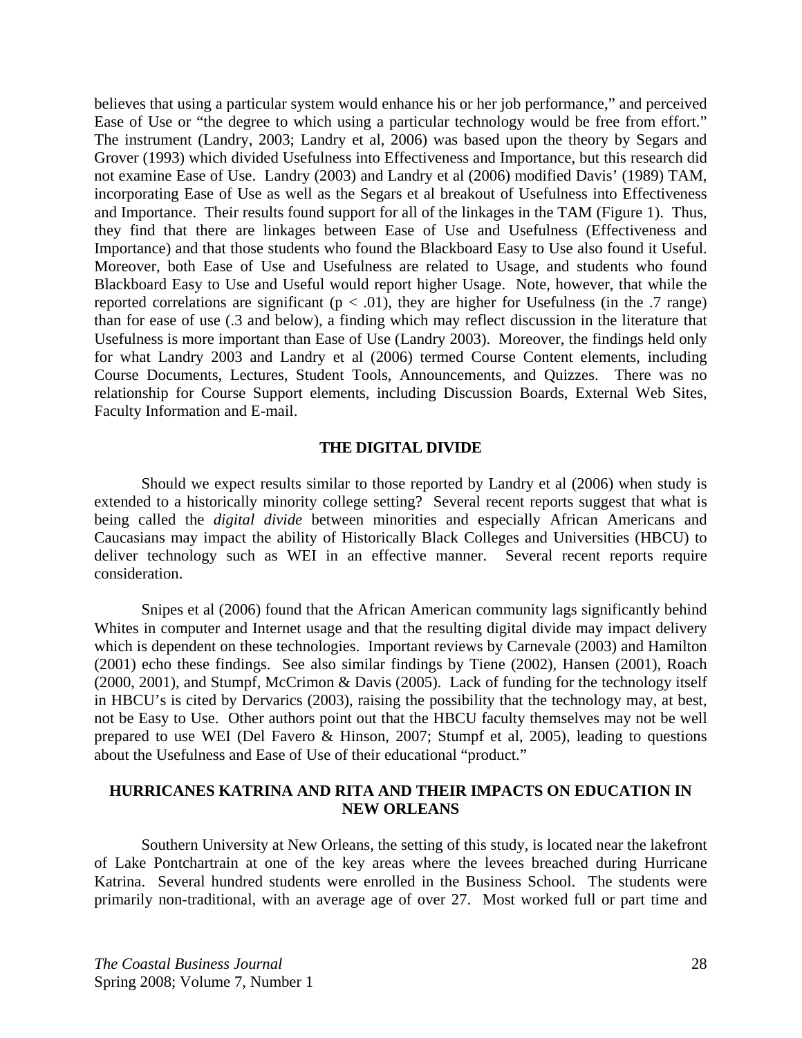believes that using a particular system would enhance his or her job performance," and perceived Ease of Use or "the degree to which using a particular technology would be free from effort." The instrument (Landry, 2003; Landry et al, 2006) was based upon the theory by Segars and Grover (1993) which divided Usefulness into Effectiveness and Importance, but this research did not examine Ease of Use. Landry (2003) and Landry et al (2006) modified Davis' (1989) TAM, incorporating Ease of Use as well as the Segars et al breakout of Usefulness into Effectiveness and Importance. Their results found support for all of the linkages in the TAM (Figure 1). Thus, they find that there are linkages between Ease of Use and Usefulness (Effectiveness and Importance) and that those students who found the Blackboard Easy to Use also found it Useful. Moreover, both Ease of Use and Usefulness are related to Usage, and students who found Blackboard Easy to Use and Useful would report higher Usage. Note, however, that while the reported correlations are significant ($p < .01$), they are higher for Usefulness (in the .7 range) than for ease of use (.3 and below), a finding which may reflect discussion in the literature that Usefulness is more important than Ease of Use (Landry 2003). Moreover, the findings held only for what Landry 2003 and Landry et al (2006) termed Course Content elements, including Course Documents, Lectures, Student Tools, Announcements, and Quizzes. There was no relationship for Course Support elements, including Discussion Boards, External Web Sites, Faculty Information and E-mail.

## THE DIGITAL DIVIDE

Should we expect results similar to those reported by Landry et al (2006) when study is extended to a historically minority college setting? Several recent reports suggest that what is being called the *digital divide* between minorities and especially African Americans and Caucasians may impact the ability of Historically Black Colleges and Universities (HBCU) to deliver technology such as WEI in an effective manner. Several recent reports require consideration.

Snipes et al (2006) found that the African American community lags significantly behind Whites in computer and Internet usage and that the resulting digital divide may impact delivery which is dependent on these technologies. Important reviews by Carnevale (2003) and Hamilton (2001) echo these findings. See also similar findings by Tiene (2002), Hansen (2001), Roach (2000, 2001), and Stumpf, McCrimon & Davis (2005). Lack of funding for the technology itself in HBCU's is cited by Dervarics (2003), raising the possibility that the technology may, at best, not be Easy to Use. Other authors point out that the HBCU faculty themselves may not be well prepared to use WEI (Del Favero & Hinson, 2007; Stumpf et al, 2005), leading to questions about the Usefulness and Ease of Use of their educational "product."

## HURRICANES KATRINA AND RITA AND THEIR IMPACTS ON EDUCATION IN NEW ORLEANS

Southern University at New Orleans, the setting of this study, is located near the lakefront of Lake Pontchartrain at one of the key areas where the levees breached during Hurricane Katrina. Several hundred students were enrolled in the Business School. The students were primarily non-traditional, with an average age of over 27. Most worked full or part time and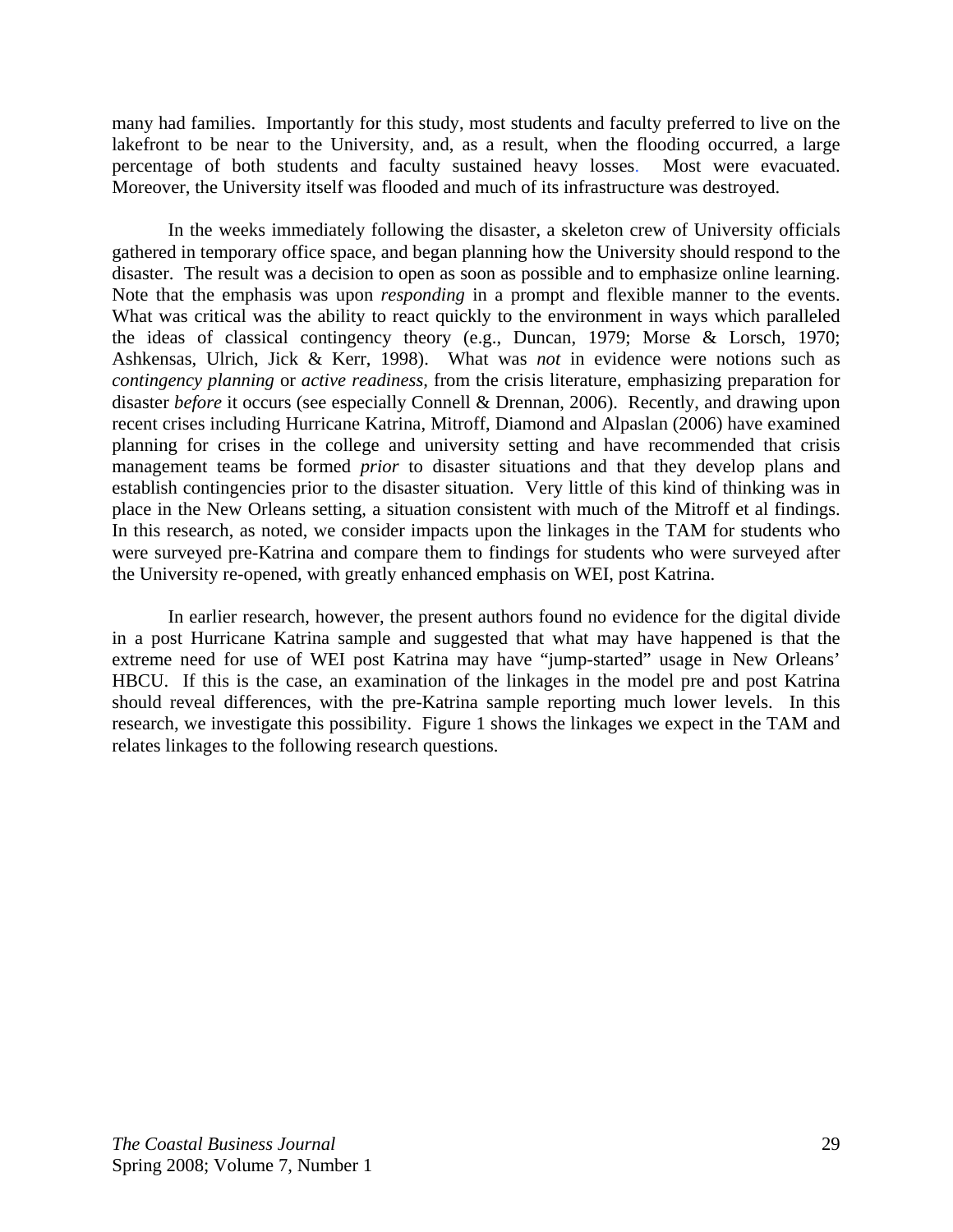many had families. Importantly for this study, most students and faculty preferred to live on the lakefront to be near to the University, and, as a result, when the flooding occurred, a large percentage of both students and faculty sustained heavy losses. Most were evacuated. Moreover, the University itself was flooded and much of its infrastructure was destroyed.

In the weeks immediately following the disaster, a skeleton crew of University officials gathered in temporary office space, and began planning how the University should respond to the disaster. The result was a decision to open as soon as possible and to emphasize online learning. Note that the emphasis was upon *responding* in a prompt and flexible manner to the events. What was critical was the ability to react quickly to the environment in ways which paralleled the ideas of classical contingency theory (e.g., Duncan, 1979; Morse & Lorsch, 1970; Ashkensas, Ulrich, Jick & Kerr, 1998). What was *not* in evidence were notions such as *contingency planning* or *active readiness*, from the crisis literature, emphasizing preparation for disaster *before* it occurs (see especially Connell & Drennan, 2006). Recently, and drawing upon recent crises including Hurricane Katrina, Mitroff, Diamond and Alpaslan (2006) have examined planning for crises in the college and university setting and have recommended that crisis management teams be formed *prior* to disaster situations and that they develop plans and establish contingencies prior to the disaster situation. Very little of this kind of thinking was in place in the New Orleans setting, a situation consistent with much of the Mitroff et al findings. In this research, as noted, we consider impacts upon the linkages in the TAM for students who were surveyed pre-Katrina and compare them to findings for students who were surveyed after the University re-opened, with greatly enhanced emphasis on WEI, post Katrina.

In earlier research, however, the present authors found no evidence for the digital divide in a post Hurricane Katrina sample and suggested that what may have happened is that the extreme need for use of WEI post Katrina may have "jump-started" usage in New Orleans' HBCU. If this is the case, an examination of the linkages in the model pre and post Katrina should reveal differences, with the pre-Katrina sample reporting much lower levels. In this research, we investigate this possibility. Figure 1 shows the linkages we expect in the TAM and relates linkages to the following research questions.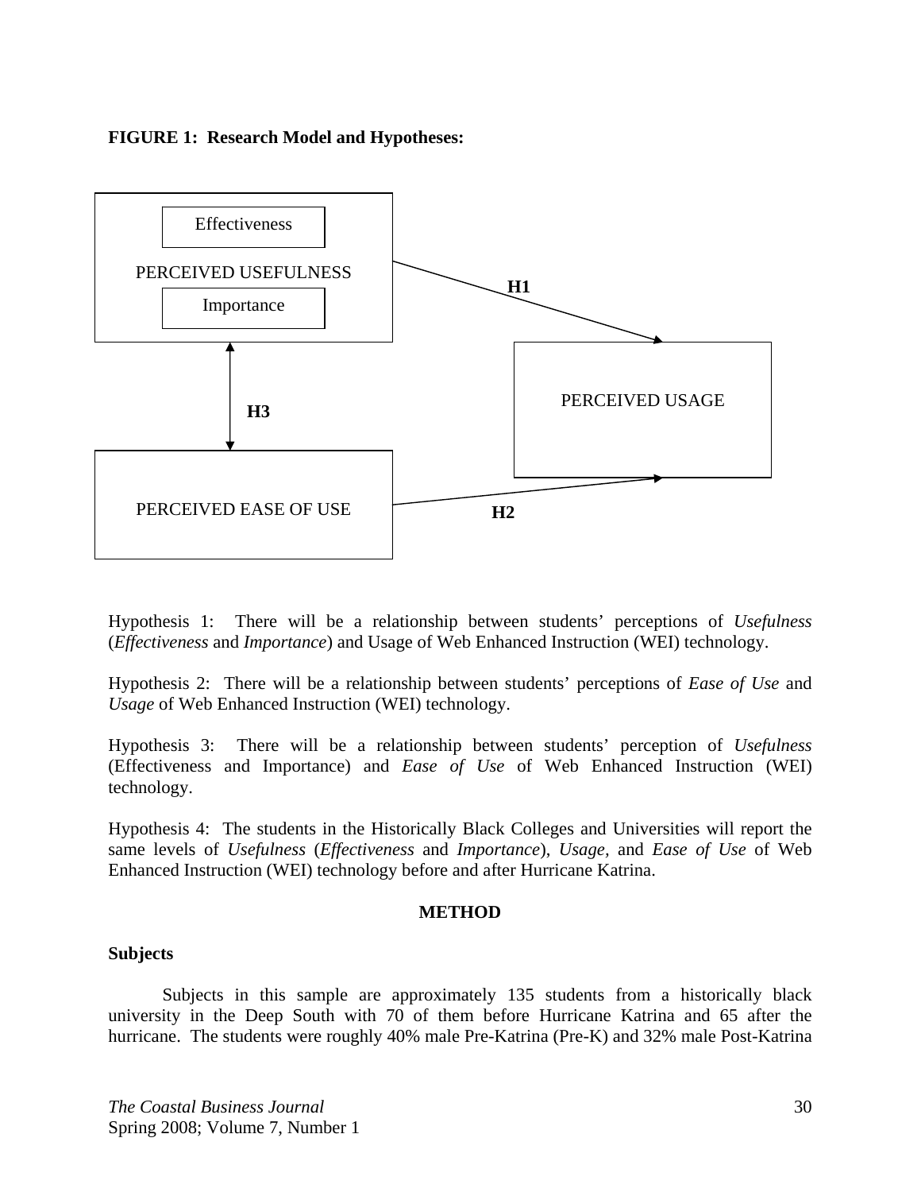**FIGURE 1: Research Model and Hypotheses:**

Effectiveness

PERCEIVED USEFULNESS

Importance

H1

PERCEIVED USAGE

H3

PERCEIVED EASE OF USE

H2

Hypothesis 1: There will be a relationship between students' perceptions of *Usefulness* (*Effectiveness* and *Importance*) and Usage of Web Enhanced Instruction (WEI) technology.

Hypothesis 2: There will be a relationship between students' perceptions of *Ease of Use* and *Usage* of Web Enhanced Instruction (WEI) technology.

Hypothesis 3: There will be a relationship between students' perception of *Usefulness* (Effectiveness and Importance) and *Ease of Use* of Web Enhanced Instruction (WEI) technology.

Hypothesis 4: The students in the Historically Black Colleges and Universities will report the same levels of *Usefulness* (*Effectiveness* and *Importance*), *Usage*, and *Ease of Use* of Web Enhanced Instruction (WEI) technology before and after Hurricane Katrina.

## METHOD

### Subjects

Subjects in this sample are approximately 135 students from a historically black university in the Deep South with 70 of them before Hurricane Katrina and 65 after the hurricane. The students were roughly 40% male Pre-Katrina (Pre-K) and 32% male Post-Katrina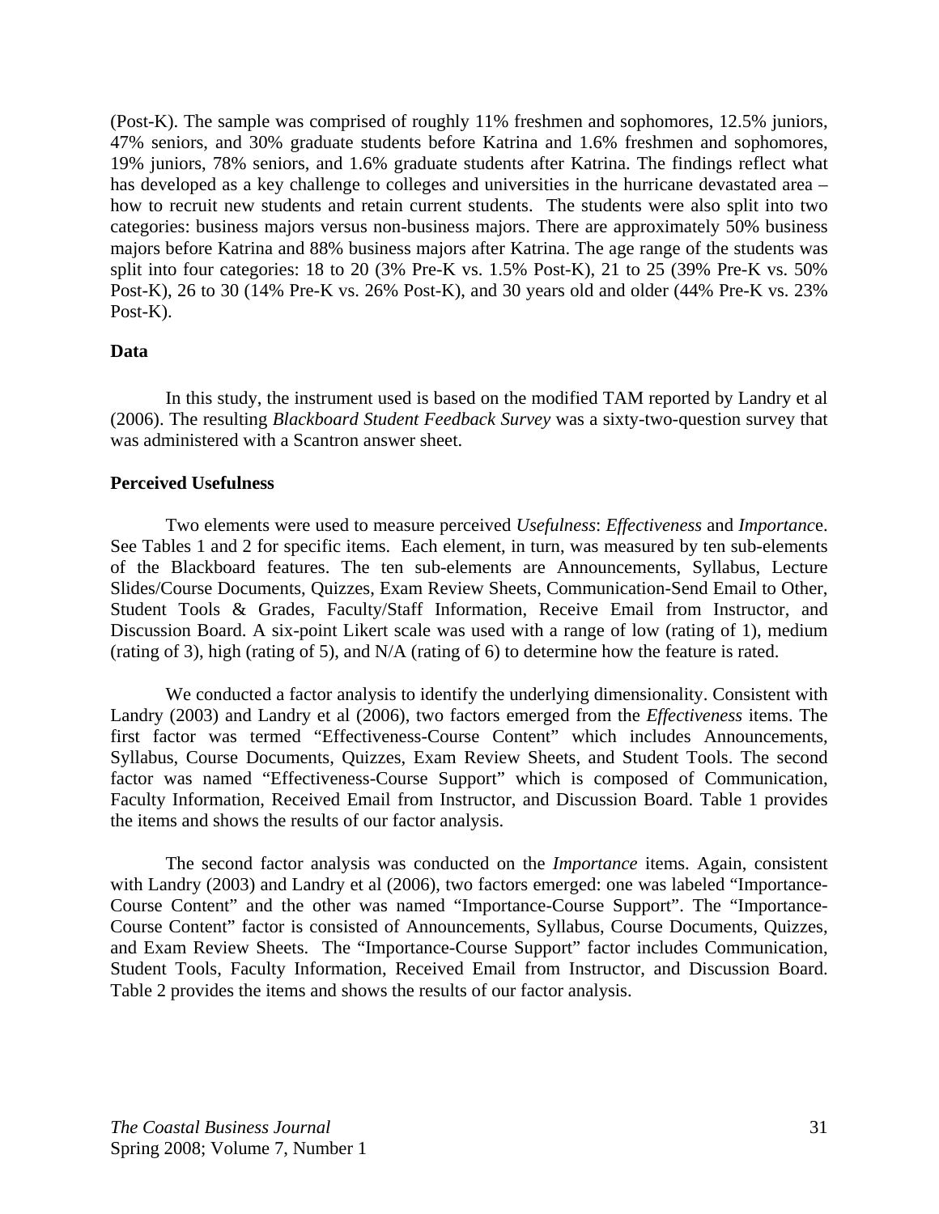(Post-K). The sample was comprised of roughly 11% freshmen and sophomores, 12.5% juniors, 47% seniors, and 30% graduate students before Katrina and 1.6% freshmen and sophomores, 19% juniors, 78% seniors, and 1.6% graduate students after Katrina. The findings reflect what has developed as a key challenge to colleges and universities in the hurricane devastated area – how to recruit new students and retain current students. The students were also split into two categories: business majors versus non-business majors. There are approximately 50% business majors before Katrina and 88% business majors after Katrina. The age range of the students was split into four categories: 18 to 20 (3% Pre-K vs. 1.5% Post-K), 21 to 25 (39% Pre-K vs. 50% Post-K), 26 to 30 (14% Pre-K vs. 26% Post-K), and 30 years old and older (44% Pre-K vs. 23% Post-K).

**Data**

In this study, the instrument used is based on the modified TAM reported by Landry et al (2006). The resulting *Blackboard Student Feedback Survey* was a sixty-two-question survey that was administered with a Scantron answer sheet.

**Perceived Usefulness**

Two elements were used to measure perceived *Usefulness*: *Effectiveness* and *Importance*. See Tables 1 and 2 for specific items. Each element, in turn, was measured by ten sub-elements of the Blackboard features. The ten sub-elements are Announcements, Syllabus, Lecture Slides/Course Documents, Quizzes, Exam Review Sheets, Communication-Send Email to Other, Student Tools & Grades, Faculty/Staff Information, Receive Email from Instructor, and Discussion Board. A six-point Likert scale was used with a range of low (rating of 1), medium (rating of 3), high (rating of 5), and N/A (rating of 6) to determine how the feature is rated.

We conducted a factor analysis to identify the underlying dimensionality. Consistent with Landry (2003) and Landry et al (2006), two factors emerged from the *Effectiveness* items. The first factor was termed "Effectiveness-Course Content" which includes Announcements, Syllabus, Course Documents, Quizzes, Exam Review Sheets, and Student Tools. The second factor was named "Effectiveness-Course Support" which is composed of Communication, Faculty Information, Received Email from Instructor, and Discussion Board. Table 1 provides the items and shows the results of our factor analysis.

The second factor analysis was conducted on the *Importance* items. Again, consistent with Landry (2003) and Landry et al (2006), two factors emerged: one was labeled "Importance-Course Content" and the other was named "Importance-Course Support". The "Importance-Course Content" factor is consisted of Announcements, Syllabus, Course Documents, Quizzes, and Exam Review Sheets. The "Importance-Course Support" factor includes Communication, Student Tools, Faculty Information, Received Email from Instructor, and Discussion Board. Table 2 provides the items and shows the results of our factor analysis.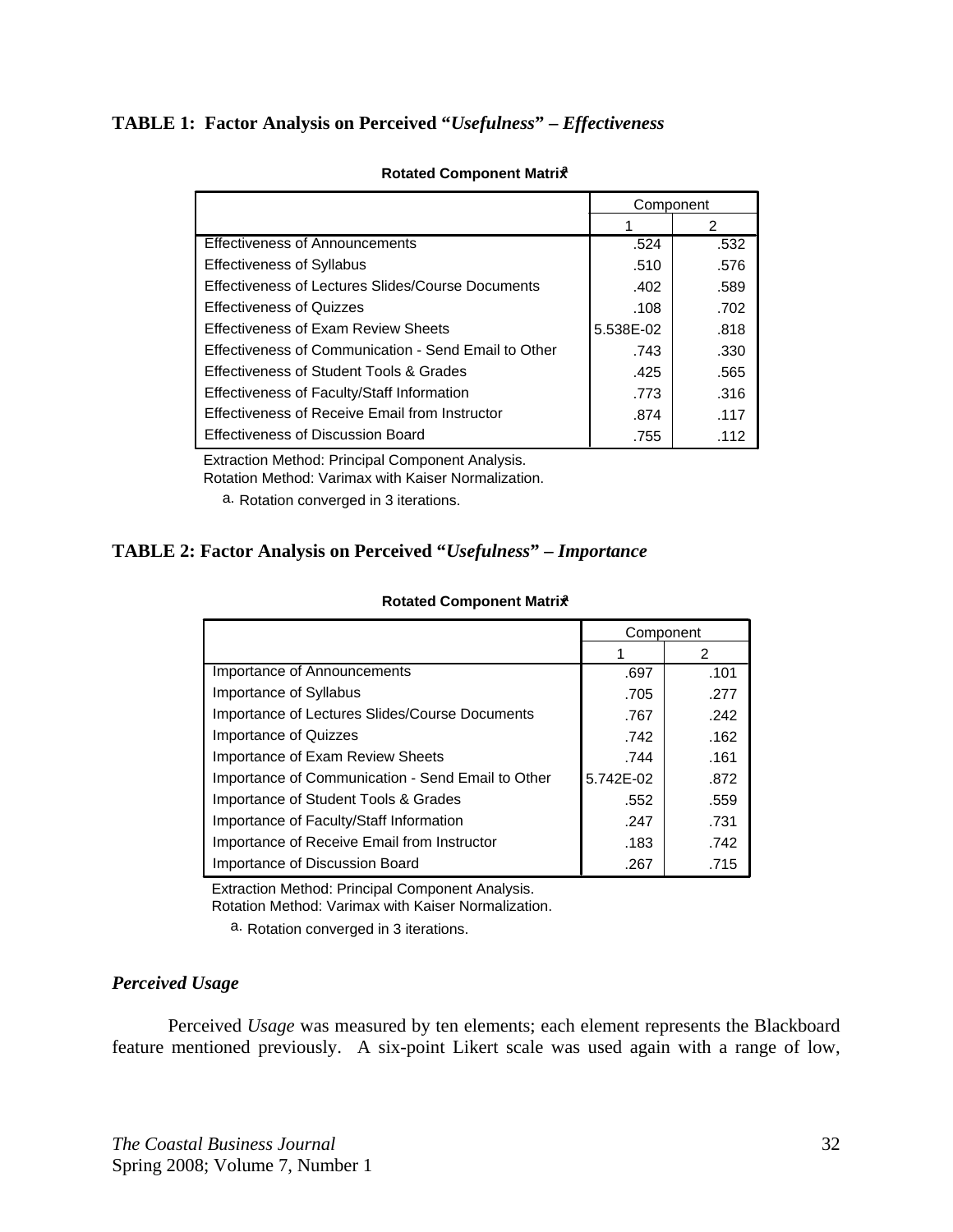**TABLE 1: Factor Analysis on Perceived "*Usefulness*" – *Effectiveness***

**Rotated Component Matrix**[a]

| | Component | |
|---|---|---|
| | 1 | 2 |
| Effectiveness of Announcements | .524 | .532 |
| Effectiveness of Syllabus | .510 | .576 |
| Effectiveness of Lectures Slides/Course Documents | .402 | .589 |
| Effectiveness of Quizzes | .108 | .702 |
| Effectiveness of Exam Review Sheets | 5.538E-02 | .818 |
| Effectiveness of Communication - Send Email to Other | .743 | .330 |
| Effectiveness of Student Tools & Grades | .425 | .565 |
| Effectiveness of Faculty/Staff Information | .773 | .316 |
| Effectiveness of Receive Email from Instructor | .874 | .117 |
| Effectiveness of Discussion Board | .755 | .112 |

Extraction Method: Principal Component Analysis.
Rotation Method: Varimax with Kaiser Normalization.

a. Rotation converged in 3 iterations.

**TABLE 2: Factor Analysis on Perceived "*Usefulness*" – *Importance***

**Rotated Component Matrix**[a]

| | Component | |
|---|---|---|
| | 1 | 2 |
| Importance of Announcements | .697 | .101 |
| Importance of Syllabus | .705 | .277 |
| Importance of Lectures Slides/Course Documents | .767 | .242 |
| Importance of Quizzes | .742 | .162 |
| Importance of Exam Review Sheets | .744 | .161 |
| Importance of Communication - Send Email to Other | 5.742E-02 | .872 |
| Importance of Student Tools & Grades | .552 | .559 |
| Importance of Faculty/Staff Information | .247 | .731 |
| Importance of Receive Email from Instructor | .183 | .742 |
| Importance of Discussion Board | .267 | .715 |

Extraction Method: Principal Component Analysis.
Rotation Method: Varimax with Kaiser Normalization.

a. Rotation converged in 3 iterations.

### *Perceived Usage*

Perceived *Usage* was measured by ten elements; each element represents the Blackboard feature mentioned previously. A six-point Likert scale was used again with a range of low,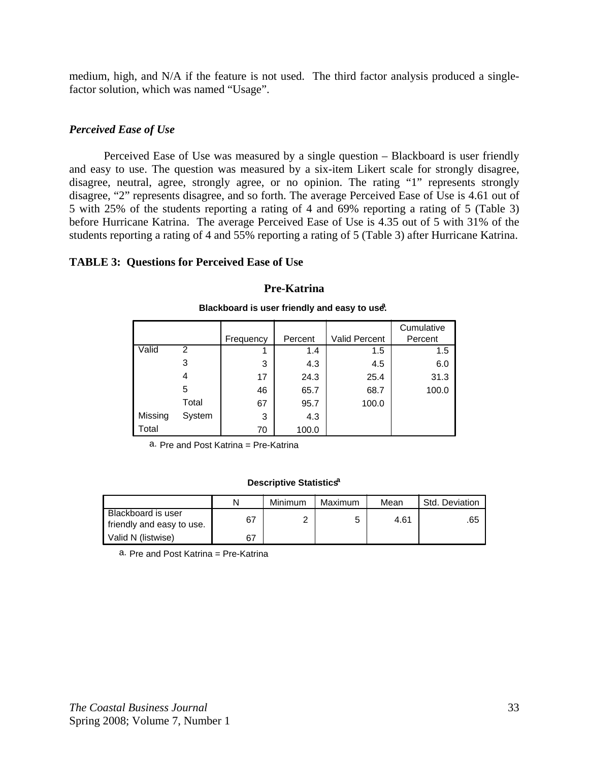medium, high, and N/A if the feature is not used. The third factor analysis produced a single-factor solution, which was named "Usage".

### *Perceived Ease of Use*

Perceived Ease of Use was measured by a single question – Blackboard is user friendly and easy to use. The question was measured by a six-item Likert scale for strongly disagree, disagree, neutral, agree, strongly agree, or no opinion. The rating "1" represents strongly disagree, "2" represents disagree, and so forth. The average Perceived Ease of Use is 4.61 out of 5 with 25% of the students reporting a rating of 4 and 69% reporting a rating of 5 (Table 3) before Hurricane Katrina. The average Perceived Ease of Use is 4.35 out of 5 with 31% of the students reporting a rating of 4 and 55% reporting a rating of 5 (Table 3) after Hurricane Katrina.

**TABLE 3: Questions for Perceived Ease of Use**

**Pre-Katrina**

**Blackboard is user friendly and easy to use.[a]**

| | | Frequency | Percent | Valid Percent | Cumulative Percent |
|---|---|---|---|---|---|
| Valid | 2 | 1 | 1.4 | 1.5 | 1.5 |
| | 3 | 3 | 4.3 | 4.5 | 6.0 |
| | 4 | 17 | 24.3 | 25.4 | 31.3 |
| | 5 | 46 | 65.7 | 68.7 | 100.0 |
| | Total | 67 | 95.7 | 100.0 | |
| Missing | System | 3 | 4.3 | | |
| Total | | 70 | 100.0 | | |

a. Pre and Post Katrina = Pre-Katrina

**Descriptive Statistics[a]**

| | N | Minimum | Maximum | Mean | Std. Deviation |
|---|---|---|---|---|---|
| Blackboard is user friendly and easy to use. | 67 | 2 | 5 | 4.61 | .65 |
| Valid N (listwise) | 67 | | | | |

a. Pre and Post Katrina = Pre-Katrina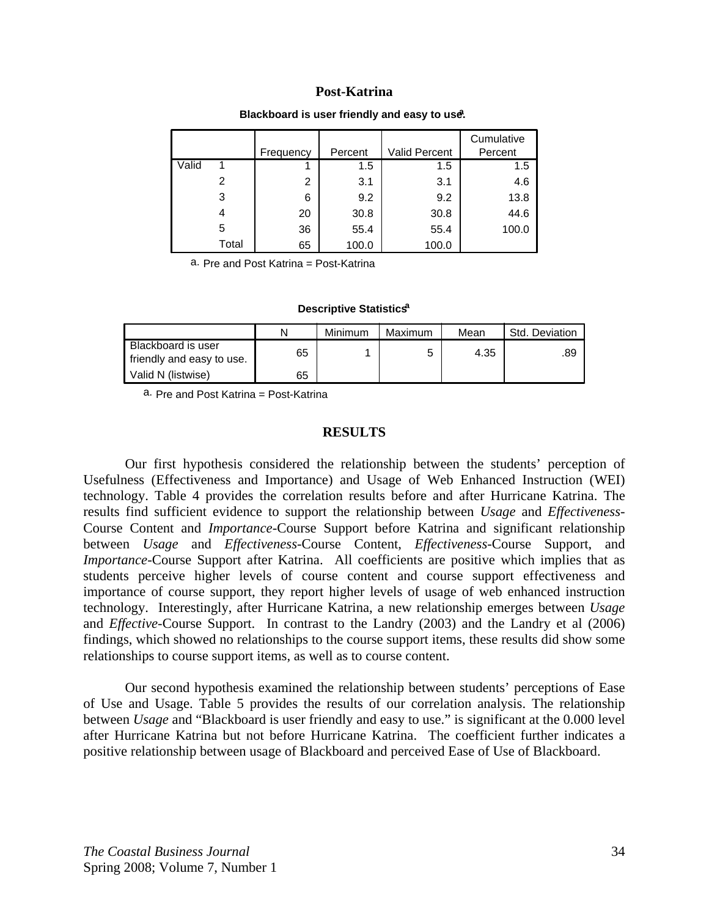### Post-Katrina

**Blackboard is user friendly and easy to use.[a]**

| | | Frequency | Percent | Valid Percent | Cumulative Percent |
|---|---|---|---|---|---|
| Valid | 1 | 1 | 1.5 | 1.5 | 1.5 |
| | 2 | 2 | 3.1 | 3.1 | 4.6 |
| | 3 | 6 | 9.2 | 9.2 | 13.8 |
| | 4 | 20 | 30.8 | 30.8 | 44.6 |
| | 5 | 36 | 55.4 | 55.4 | 100.0 |
| | Total | 65 | 100.0 | 100.0 | |

a. Pre and Post Katrina = Post-Katrina

**Descriptive Statistics[a]**

| | N | Minimum | Maximum | Mean | Std. Deviation |
|---|---|---|---|---|---|
| Blackboard is user friendly and easy to use. | 65 | 1 | 5 | 4.35 | .89 |
| Valid N (listwise) | 65 | | | | |

a. Pre and Post Katrina = Post-Katrina

## RESULTS

Our first hypothesis considered the relationship between the students' perception of Usefulness (Effectiveness and Importance) and Usage of Web Enhanced Instruction (WEI) technology. Table 4 provides the correlation results before and after Hurricane Katrina. The results find sufficient evidence to support the relationship between *Usage* and *Effectiveness*-Course Content and *Importance*-Course Support before Katrina and significant relationship between *Usage* and *Effectiveness*-Course Content, *Effectiveness*-Course Support, and *Importance*-Course Support after Katrina. All coefficients are positive which implies that as students perceive higher levels of course content and course support effectiveness and importance of course support, they report higher levels of usage of web enhanced instruction technology. Interestingly, after Hurricane Katrina, a new relationship emerges between *Usage* and *Effective*-Course Support. In contrast to the Landry (2003) and the Landry et al (2006) findings, which showed no relationships to the course support items, these results did show some relationships to course support items, as well as to course content.

Our second hypothesis examined the relationship between students' perceptions of Ease of Use and Usage. Table 5 provides the results of our correlation analysis. The relationship between *Usage* and "Blackboard is user friendly and easy to use." is significant at the 0.000 level after Hurricane Katrina but not before Hurricane Katrina. The coefficient further indicates a positive relationship between usage of Blackboard and perceived Ease of Use of Blackboard.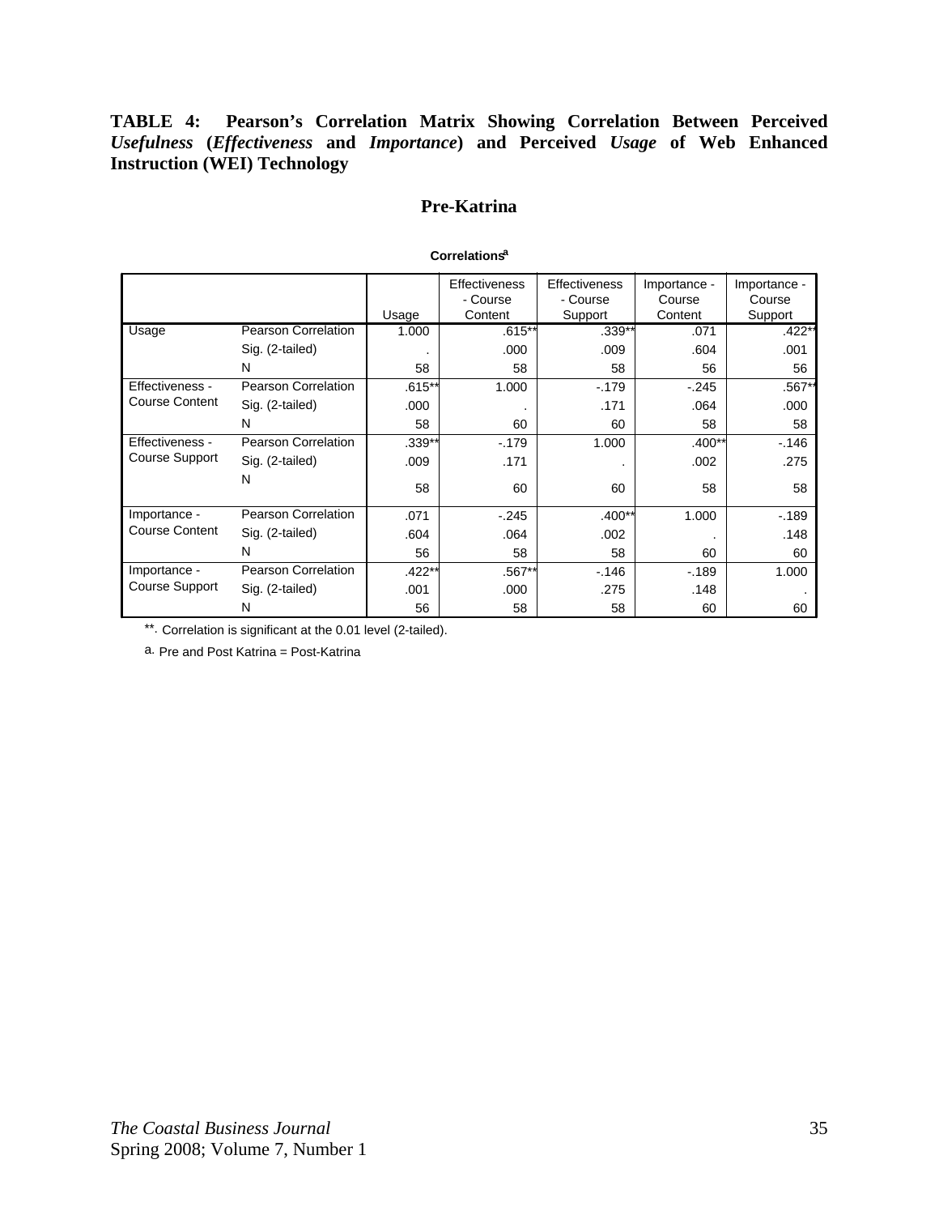**TABLE 4: Pearson's Correlation Matrix Showing Correlation Between Perceived *Usefulness* (*Effectiveness* and *Importance*) and Perceived *Usage* of Web Enhanced Instruction (WEI) Technology**

## Pre-Katrina

**Correlations[a]**

| | | Usage | Effectiveness - Course Content | Effectiveness - Course Support | Importance - Course Content | Importance - Course Support |
|---|---|---|---|---|---|---|
| Usage | Pearson Correlation | 1.000 | .615** | .339** | .071 | .422** |
| | Sig. (2-tailed) | . | .000 | .009 | .604 | .001 |
| | N | 58 | 58 | 58 | 56 | 56 |
| Effectiveness - Course Content | Pearson Correlation | .615** | 1.000 | -.179 | -.245 | .567** |
| | Sig. (2-tailed) | .000 | . | .171 | .064 | .000 |
| | N | 58 | 60 | 60 | 58 | 58 |
| Effectiveness - Course Support | Pearson Correlation | .339** | -.179 | 1.000 | .400** | -.146 |
| | Sig. (2-tailed) | .009 | .171 | . | .002 | .275 |
| | N | 58 | 60 | 60 | 58 | 58 |
| Importance - Course Content | Pearson Correlation | .071 | -.245 | .400** | 1.000 | -.189 |
| | Sig. (2-tailed) | .604 | .064 | .002 | . | .148 |
| | N | 56 | 58 | 58 | 60 | 60 |
| Importance - Course Support | Pearson Correlation | .422** | .567** | -.146 | -.189 | 1.000 |
| | Sig. (2-tailed) | .001 | .000 | .275 | .148 | . |
| | N | 56 | 58 | 58 | 60 | 60 |

**. Correlation is significant at the 0.01 level (2-tailed).

a. Pre and Post Katrina = Post-Katrina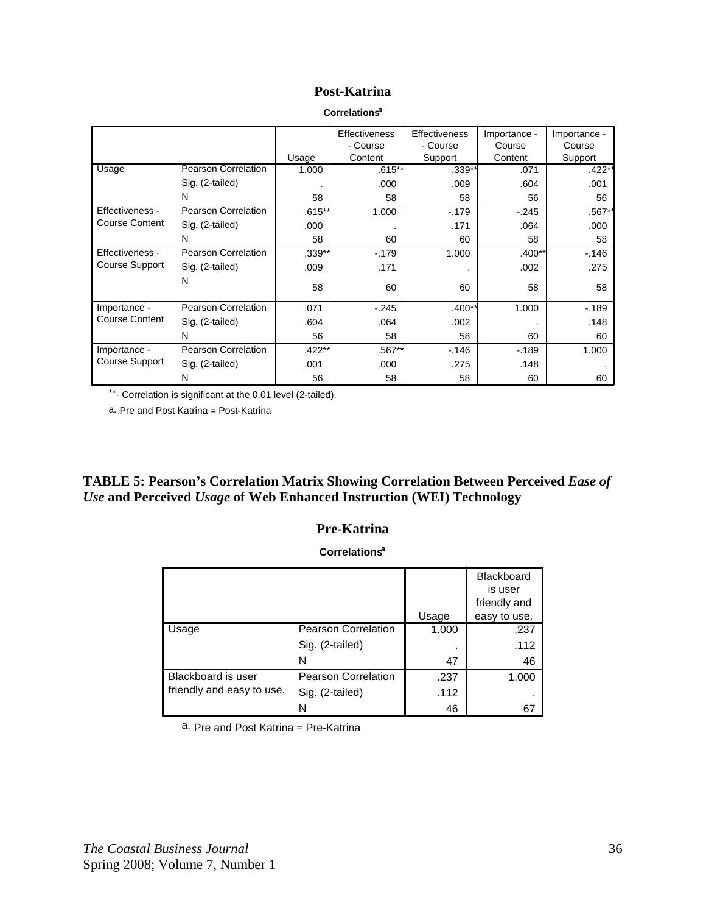### Post-Katrina

**Correlations[a]**

| | | Usage | Effectiveness - Course Content | Effectiveness - Course Support | Importance - Course Content | Importance - Course Support |
|---|---|---|---|---|---|---|
| Usage | Pearson Correlation | 1.000 | .615** | .339** | .071 | .422** |
| | Sig. (2-tailed) | . | .000 | .009 | .604 | .001 |
| | N | 58 | 58 | 58 | 56 | 56 |
| Effectiveness - Course Content | Pearson Correlation | .615** | 1.000 | -.179 | -.245 | .567** |
| | Sig. (2-tailed) | .000 | . | .171 | .064 | .000 |
| | N | 58 | 60 | 60 | 58 | 58 |
| Effectiveness - Course Support | Pearson Correlation | .339** | -.179 | 1.000 | .400** | -.146 |
| | Sig. (2-tailed) | .009 | .171 | . | .002 | .275 |
| | N | 58 | 60 | 60 | 58 | 58 |
| Importance - Course Content | Pearson Correlation | .071 | -.245 | .400** | 1.000 | -.189 |
| | Sig. (2-tailed) | .604 | .064 | .002 | . | .148 |
| | N | 56 | 58 | 58 | 60 | 60 |
| Importance - Course Support | Pearson Correlation | .422** | .567** | -.146 | -.189 | 1.000 |
| | Sig. (2-tailed) | .001 | .000 | .275 | .148 | . |
| | N | 56 | 58 | 58 | 60 | 60 |

**. Correlation is significant at the 0.01 level (2-tailed).

a. Pre and Post Katrina = Post-Katrina

**TABLE 5: Pearson's Correlation Matrix Showing Correlation Between Perceived *Ease of Use* and Perceived *Usage* of Web Enhanced Instruction (WEI) Technology**

### Pre-Katrina

**Correlations[a]**

| | | Usage | Blackboard is user friendly and easy to use. |
|---|---|---|---|
| Usage | Pearson Correlation | 1.000 | .237 |
| | Sig. (2-tailed) | . | .112 |
| | N | 47 | 46 |
| Blackboard is user friendly and easy to use. | Pearson Correlation | .237 | 1.000 |
| | Sig. (2-tailed) | .112 | . |
| | N | 46 | 67 |

a. Pre and Post Katrina = Pre-Katrina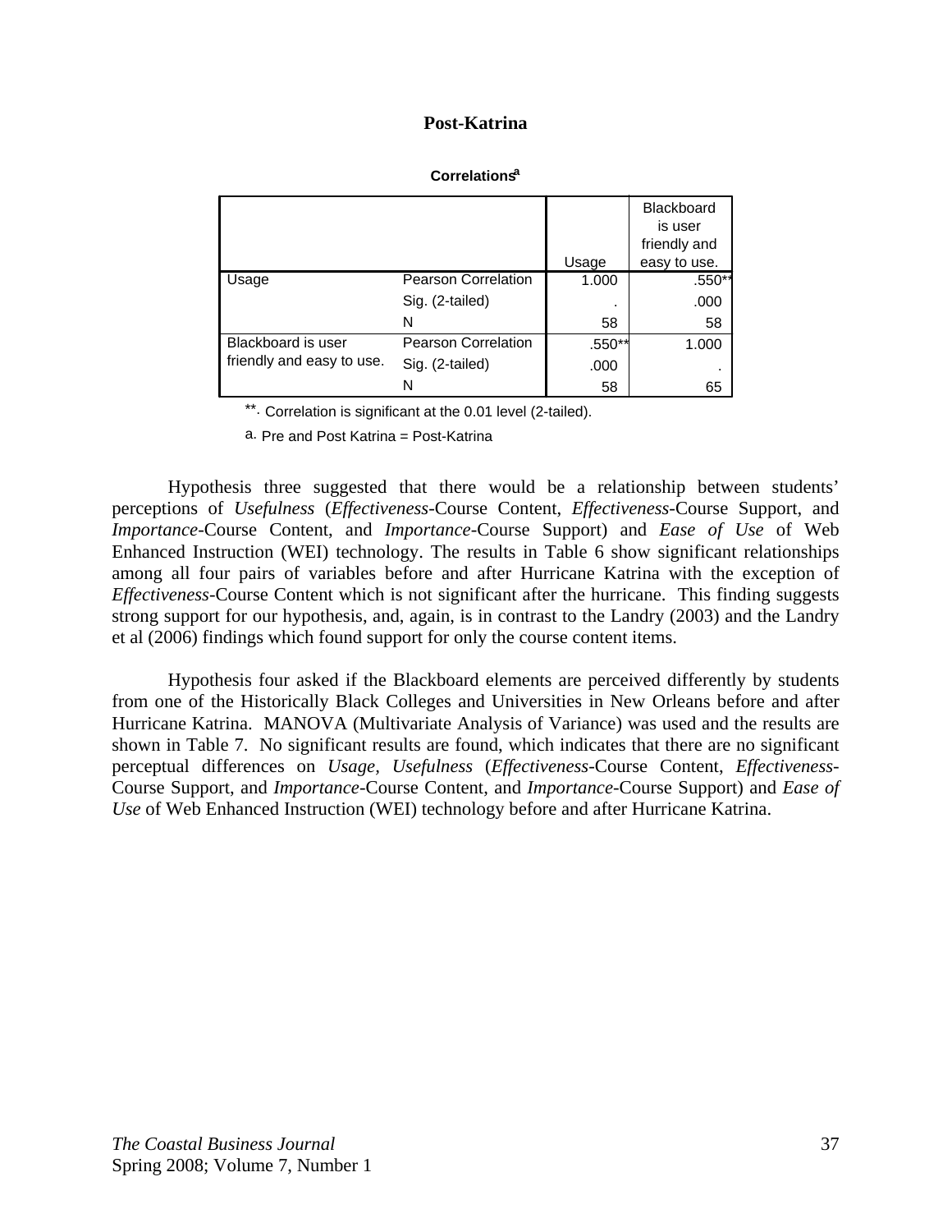**Post-Katrina**

**Correlations[a]**

| | | Usage | Blackboard is user friendly and easy to use. |
|---|---|---|---|
| Usage | Pearson Correlation | 1.000 | .550** |
| | Sig. (2-tailed) | . | .000 |
| | N | 58 | 58 |
| Blackboard is user friendly and easy to use. | Pearson Correlation | .550** | 1.000 |
| | Sig. (2-tailed) | .000 | . |
| | N | 58 | 65 |

**. Correlation is significant at the 0.01 level (2-tailed).

a. Pre and Post Katrina = Post-Katrina

Hypothesis three suggested that there would be a relationship between students' perceptions of *Usefulness* (*Effectiveness*-Course Content, *Effectiveness*-Course Support, and *Importance*-Course Content, and *Importance*-Course Support) and *Ease of Use* of Web Enhanced Instruction (WEI) technology. The results in Table 6 show significant relationships among all four pairs of variables before and after Hurricane Katrina with the exception of *Effectiveness*-Course Content which is not significant after the hurricane. This finding suggests strong support for our hypothesis, and, again, is in contrast to the Landry (2003) and the Landry et al (2006) findings which found support for only the course content items.

Hypothesis four asked if the Blackboard elements are perceived differently by students from one of the Historically Black Colleges and Universities in New Orleans before and after Hurricane Katrina. MANOVA (Multivariate Analysis of Variance) was used and the results are shown in Table 7. No significant results are found, which indicates that there are no significant perceptual differences on *Usage*, *Usefulness* (*Effectiveness*-Course Content, *Effectiveness*-Course Support, and *Importance*-Course Content, and *Importance*-Course Support) and *Ease of Use* of Web Enhanced Instruction (WEI) technology before and after Hurricane Katrina.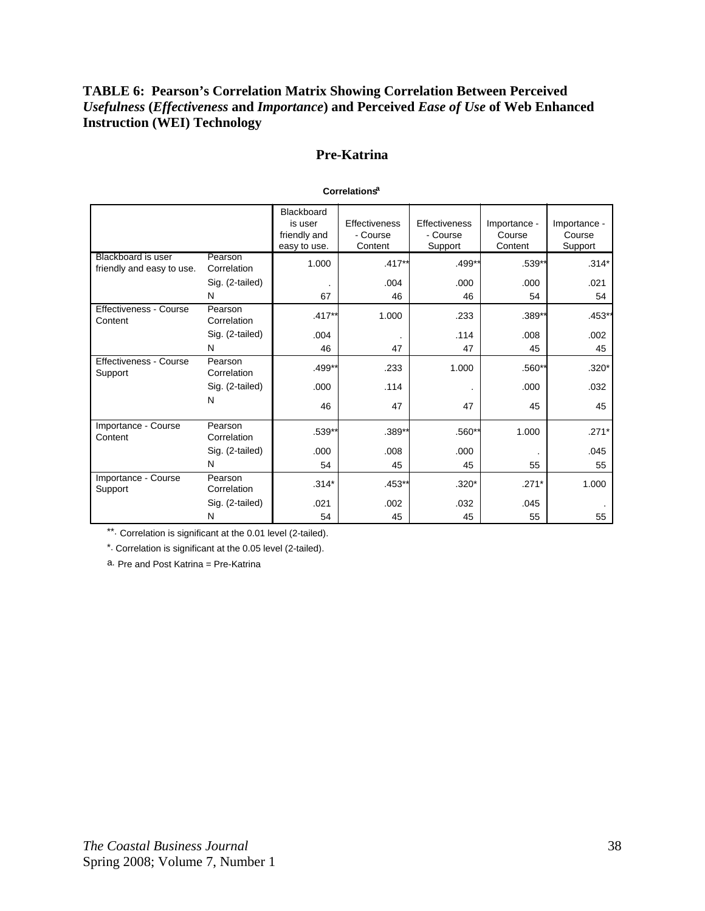**TABLE 6: Pearson's Correlation Matrix Showing Correlation Between Perceived *Usefulness* (*Effectiveness* and *Importance*) and Perceived *Ease of Use* of Web Enhanced Instruction (WEI) Technology**

## Pre-Katrina

**Correlations[a]**

| | | Blackboard is user friendly and easy to use. | Effectiveness - Course Content | Effectiveness - Course Support | Importance - Course Content | Importance - Course Support |
|---|---|---|---|---|---|---|
| Blackboard is user friendly and easy to use. | Pearson Correlation | 1.000 | .417** | .499** | .539** | .314* |
| | Sig. (2-tailed) | . | .004 | .000 | .000 | .021 |
| | N | 67 | 46 | 46 | 54 | 54 |
| Effectiveness - Course Content | Pearson Correlation | .417** | 1.000 | .233 | .389** | .453** |
| | Sig. (2-tailed) | .004 | . | .114 | .008 | .002 |
| | N | 46 | 47 | 47 | 45 | 45 |
| Effectiveness - Course Support | Pearson Correlation | .499** | .233 | 1.000 | .560** | .320* |
| | Sig. (2-tailed) | .000 | .114 | . | .000 | .032 |
| | N | 46 | 47 | 47 | 45 | 45 |
| Importance - Course Content | Pearson Correlation | .539** | .389** | .560** | 1.000 | .271* |
| | Sig. (2-tailed) | .000 | .008 | .000 | . | .045 |
| | N | 54 | 45 | 45 | 55 | 55 |
| Importance - Course Support | Pearson Correlation | .314* | .453** | .320* | .271* | 1.000 |
| | Sig. (2-tailed) | .021 | .002 | .032 | .045 | . |
| | N | 54 | 45 | 45 | 55 | 55 |

**. Correlation is significant at the 0.01 level (2-tailed).

*. Correlation is significant at the 0.05 level (2-tailed).

a. Pre and Post Katrina = Pre-Katrina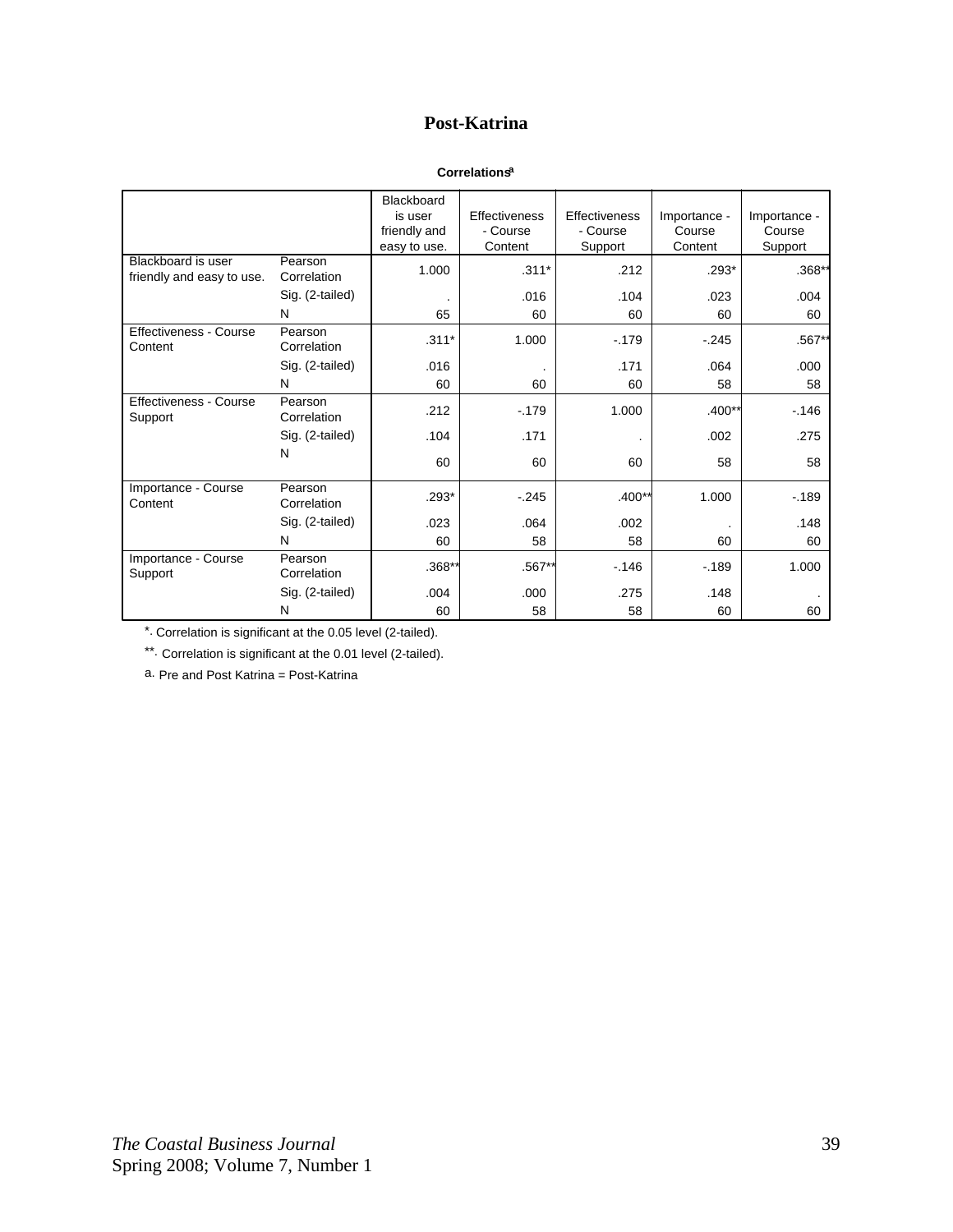## Post-Katrina

**Correlations[a]**

| | | Blackboard is user friendly and easy to use. | Effectiveness - Course Content | Effectiveness - Course Support | Importance - Course Content | Importance - Course Support |
|---|---|---|---|---|---|---|
| Blackboard is user friendly and easy to use. | Pearson Correlation | 1.000 | .311* | .212 | .293* | .368** |
| | Sig. (2-tailed) | . | .016 | .104 | .023 | .004 |
| | N | 65 | 60 | 60 | 60 | 60 |
| Effectiveness - Course Content | Pearson Correlation | .311* | 1.000 | -.179 | -.245 | .567** |
| | Sig. (2-tailed) | .016 | . | .171 | .064 | .000 |
| | N | 60 | 60 | 60 | 58 | 58 |
| Effectiveness - Course Support | Pearson Correlation | .212 | -.179 | 1.000 | .400** | -.146 |
| | Sig. (2-tailed) | .104 | .171 | . | .002 | .275 |
| | N | 60 | 60 | 60 | 58 | 58 |
| Importance - Course Content | Pearson Correlation | .293* | -.245 | .400** | 1.000 | -.189 |
| | Sig. (2-tailed) | .023 | .064 | .002 | . | .148 |
| | N | 60 | 58 | 58 | 60 | 60 |
| Importance - Course Support | Pearson Correlation | .368** | .567** | -.146 | -.189 | 1.000 |
| | Sig. (2-tailed) | .004 | .000 | .275 | .148 | . |
| | N | 60 | 58 | 58 | 60 | 60 |

*. Correlation is significant at the 0.05 level (2-tailed).

**. Correlation is significant at the 0.01 level (2-tailed).

a. Pre and Post Katrina = Post-Katrina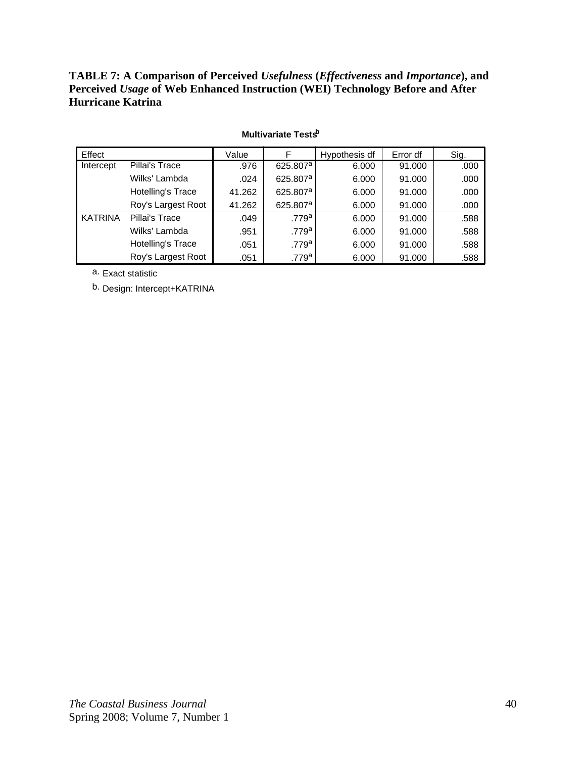**TABLE 7: A Comparison of Perceived *Usefulness* (*Effectiveness* and *Importance*), and Perceived *Usage* of Web Enhanced Instruction (WEI) Technology Before and After Hurricane Katrina**

**Multivariate Tests[b]**

| Effect | | Value | F | Hypothesis df | Error df | Sig. |
|---|---|---|---|---|---|---|
| Intercept | Pillai's Trace | .976 | 625.807[a] | 6.000 | 91.000 | .000 |
| | Wilks' Lambda | .024 | 625.807[a] | 6.000 | 91.000 | .000 |
| | Hotelling's Trace | 41.262 | 625.807[a] | 6.000 | 91.000 | .000 |
| | Roy's Largest Root | 41.262 | 625.807[a] | 6.000 | 91.000 | .000 |
| KATRINA | Pillai's Trace | .049 | .779[a] | 6.000 | 91.000 | .588 |
| | Wilks' Lambda | .951 | .779[a] | 6.000 | 91.000 | .588 |
| | Hotelling's Trace | .051 | .779[a] | 6.000 | 91.000 | .588 |
| | Roy's Largest Root | .051 | .779[a] | 6.000 | 91.000 | .588 |

a. Exact statistic

b. Design: Intercept+KATRINA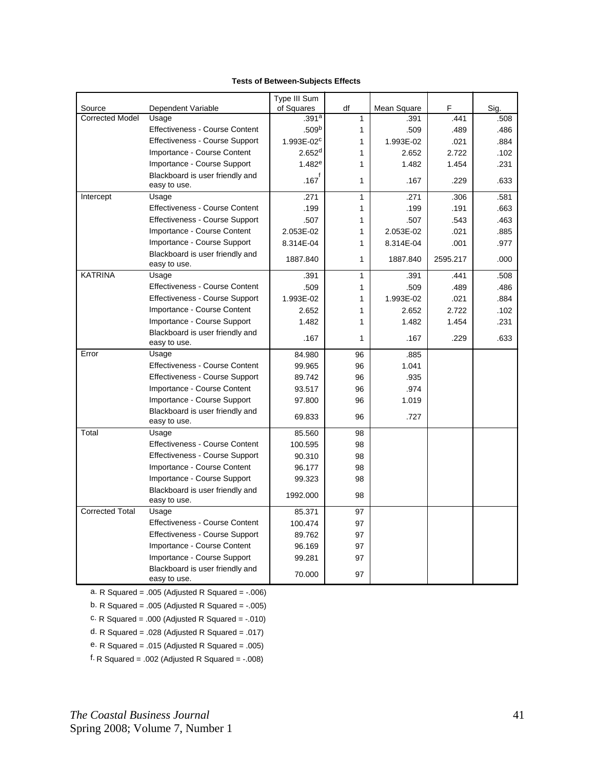**Tests of Between-Subjects Effects**

| Source | Dependent Variable | Type III Sum of Squares | df | Mean Square | F | Sig. |
|---|---|---|---|---|---|---|
| Corrected Model | Usage | .391[a] | 1 | .391 | .441 | .508 |
| | Effectiveness - Course Content | .509[b] | 1 | .509 | .489 | .486 |
| | Effectiveness - Course Support | 1.993E-02[c] | 1 | 1.993E-02 | .021 | .884 |
| | Importance - Course Content | 2.652[d] | 1 | 2.652 | 2.722 | .102 |
| | Importance - Course Support | 1.482[e] | 1 | 1.482 | 1.454 | .231 |
| | Blackboard is user friendly and easy to use. | .167[f] | 1 | .167 | .229 | .633 |
| Intercept | Usage | .271 | 1 | .271 | .306 | .581 |
| | Effectiveness - Course Content | .199 | 1 | .199 | .191 | .663 |
| | Effectiveness - Course Support | .507 | 1 | .507 | .543 | .463 |
| | Importance - Course Content | 2.053E-02 | 1 | 2.053E-02 | .021 | .885 |
| | Importance - Course Support | 8.314E-04 | 1 | 8.314E-04 | .001 | .977 |
| | Blackboard is user friendly and easy to use. | 1887.840 | 1 | 1887.840 | 2595.217 | .000 |
| KATRINA | Usage | .391 | 1 | .391 | .441 | .508 |
| | Effectiveness - Course Content | .509 | 1 | .509 | .489 | .486 |
| | Effectiveness - Course Support | 1.993E-02 | 1 | 1.993E-02 | .021 | .884 |
| | Importance - Course Content | 2.652 | 1 | 2.652 | 2.722 | .102 |
| | Importance - Course Support | 1.482 | 1 | 1.482 | 1.454 | .231 |
| | Blackboard is user friendly and easy to use. | .167 | 1 | .167 | .229 | .633 |
| Error | Usage | 84.980 | 96 | .885 | | |
| | Effectiveness - Course Content | 99.965 | 96 | 1.041 | | |
| | Effectiveness - Course Support | 89.742 | 96 | .935 | | |
| | Importance - Course Content | 93.517 | 96 | .974 | | |
| | Importance - Course Support | 97.800 | 96 | 1.019 | | |
| | Blackboard is user friendly and easy to use. | 69.833 | 96 | .727 | | |
| Total | Usage | 85.560 | 98 | | | |
| | Effectiveness - Course Content | 100.595 | 98 | | | |
| | Effectiveness - Course Support | 90.310 | 98 | | | |
| | Importance - Course Content | 96.177 | 98 | | | |
| | Importance - Course Support | 99.323 | 98 | | | |
| | Blackboard is user friendly and easy to use. | 1992.000 | 98 | | | |
| Corrected Total | Usage | 85.371 | 97 | | | |
| | Effectiveness - Course Content | 100.474 | 97 | | | |
| | Effectiveness - Course Support | 89.762 | 97 | | | |
| | Importance - Course Content | 96.169 | 97 | | | |
| | Importance - Course Support | 99.281 | 97 | | | |
| | Blackboard is user friendly and easy to use. | 70.000 | 97 | | | |

a. R Squared = .005 (Adjusted R Squared = -.006)

b. R Squared = .005 (Adjusted R Squared = -.005)

c. R Squared = .000 (Adjusted R Squared = -.010)

d. R Squared = .028 (Adjusted R Squared = .017)

e. R Squared = .015 (Adjusted R Squared = .005)

f. R Squared = .002 (Adjusted R Squared = -.008)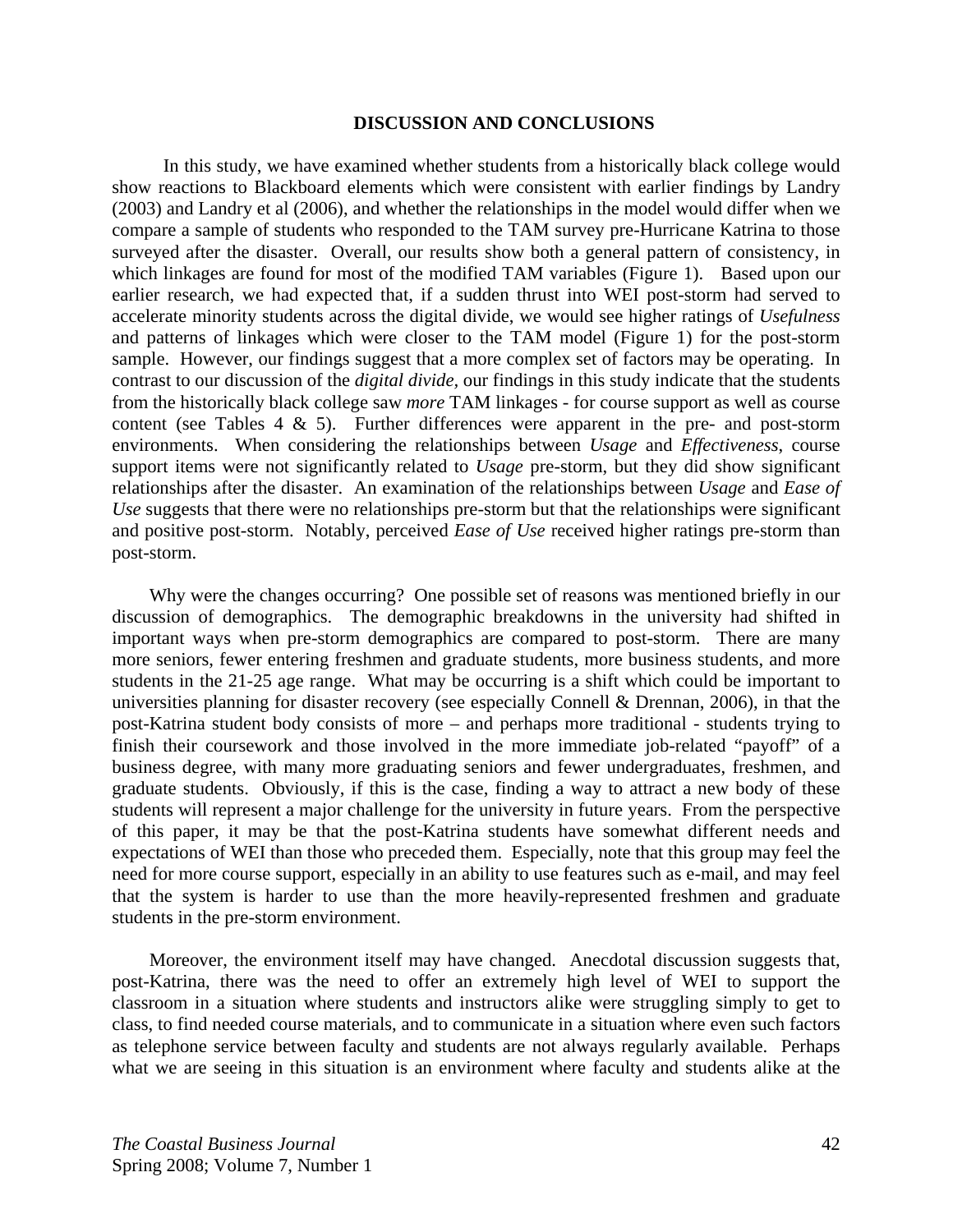## DISCUSSION AND CONCLUSIONS

In this study, we have examined whether students from a historically black college would show reactions to Blackboard elements which were consistent with earlier findings by Landry (2003) and Landry et al (2006), and whether the relationships in the model would differ when we compare a sample of students who responded to the TAM survey pre-Hurricane Katrina to those surveyed after the disaster. Overall, our results show both a general pattern of consistency, in which linkages are found for most of the modified TAM variables (Figure 1). Based upon our earlier research, we had expected that, if a sudden thrust into WEI post-storm had served to accelerate minority students across the digital divide, we would see higher ratings of *Usefulness* and patterns of linkages which were closer to the TAM model (Figure 1) for the post-storm sample. However, our findings suggest that a more complex set of factors may be operating. In contrast to our discussion of the *digital divide*, our findings in this study indicate that the students from the historically black college saw *more* TAM linkages - for course support as well as course content (see Tables 4 & 5). Further differences were apparent in the pre- and post-storm environments. When considering the relationships between *Usage* and *Effectiveness*, course support items were not significantly related to *Usage* pre-storm, but they did show significant relationships after the disaster. An examination of the relationships between *Usage* and *Ease of Use* suggests that there were no relationships pre-storm but that the relationships were significant and positive post-storm. Notably, perceived *Ease of Use* received higher ratings pre-storm than post-storm.

Why were the changes occurring? One possible set of reasons was mentioned briefly in our discussion of demographics. The demographic breakdowns in the university had shifted in important ways when pre-storm demographics are compared to post-storm. There are many more seniors, fewer entering freshmen and graduate students, more business students, and more students in the 21-25 age range. What may be occurring is a shift which could be important to universities planning for disaster recovery (see especially Connell & Drennan, 2006), in that the post-Katrina student body consists of more – and perhaps more traditional - students trying to finish their coursework and those involved in the more immediate job-related "payoff" of a business degree, with many more graduating seniors and fewer undergraduates, freshmen, and graduate students. Obviously, if this is the case, finding a way to attract a new body of these students will represent a major challenge for the university in future years. From the perspective of this paper, it may be that the post-Katrina students have somewhat different needs and expectations of WEI than those who preceded them. Especially, note that this group may feel the need for more course support, especially in an ability to use features such as e-mail, and may feel that the system is harder to use than the more heavily-represented freshmen and graduate students in the pre-storm environment.

Moreover, the environment itself may have changed. Anecdotal discussion suggests that, post-Katrina, there was the need to offer an extremely high level of WEI to support the classroom in a situation where students and instructors alike were struggling simply to get to class, to find needed course materials, and to communicate in a situation where even such factors as telephone service between faculty and students are not always regularly available. Perhaps what we are seeing in this situation is an environment where faculty and students alike at the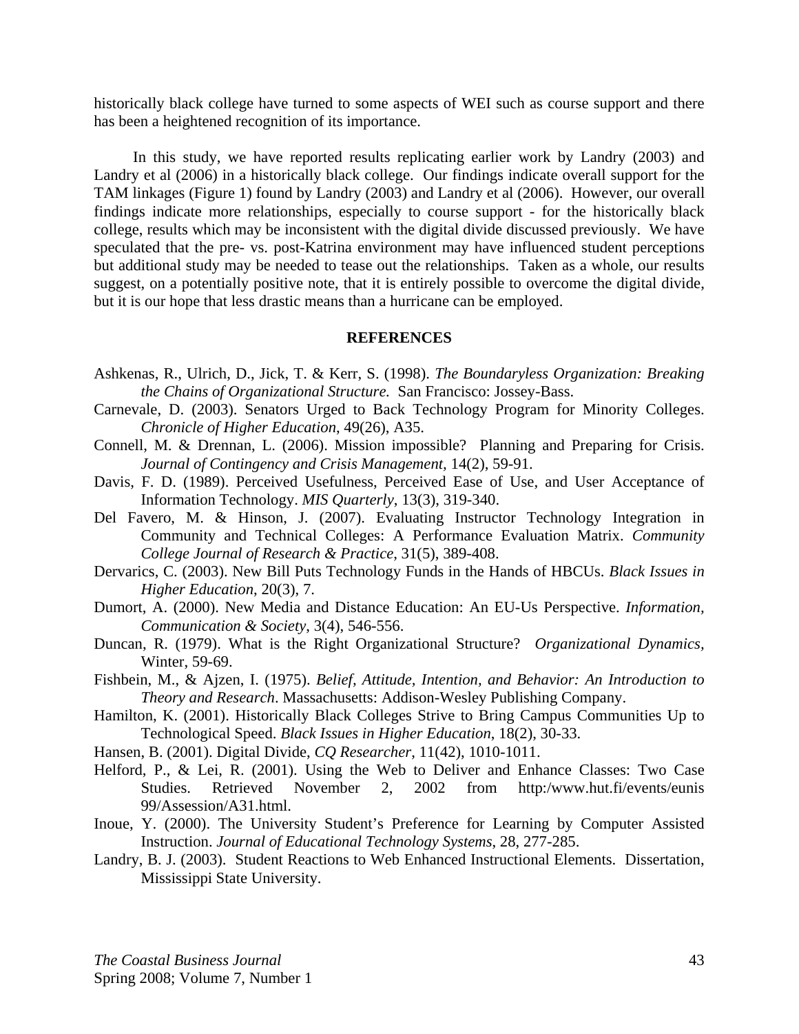historically black college have turned to some aspects of WEI such as course support and there has been a heightened recognition of its importance.

In this study, we have reported results replicating earlier work by Landry (2003) and Landry et al (2006) in a historically black college. Our findings indicate overall support for the TAM linkages (Figure 1) found by Landry (2003) and Landry et al (2006). However, our overall findings indicate more relationships, especially to course support - for the historically black college, results which may be inconsistent with the digital divide discussed previously. We have speculated that the pre- vs. post-Katrina environment may have influenced student perceptions but additional study may be needed to tease out the relationships. Taken as a whole, our results suggest, on a potentially positive note, that it is entirely possible to overcome the digital divide, but it is our hope that less drastic means than a hurricane can be employed.

## REFERENCES

Ashkenas, R., Ulrich, D., Jick, T. & Kerr, S. (1998). *The Boundaryless Organization: Breaking the Chains of Organizational Structure.* San Francisco: Jossey-Bass.

Carnevale, D. (2003). Senators Urged to Back Technology Program for Minority Colleges. *Chronicle of Higher Education*, 49(26), A35.

Connell, M. & Drennan, L. (2006). Mission impossible? Planning and Preparing for Crisis. *Journal of Contingency and Crisis Management,* 14(2), 59-91.

Davis, F. D. (1989). Perceived Usefulness, Perceived Ease of Use, and User Acceptance of Information Technology. *MIS Quarterly*, 13(3), 319-340.

Del Favero, M. & Hinson, J. (2007). Evaluating Instructor Technology Integration in Community and Technical Colleges: A Performance Evaluation Matrix. *Community College Journal of Research & Practice*, 31(5), 389-408.

Dervarics, C. (2003). New Bill Puts Technology Funds in the Hands of HBCUs. *Black Issues in Higher Education*, 20(3), 7.

Dumort, A. (2000). New Media and Distance Education: An EU-Us Perspective. *Information, Communication & Society*, 3(4), 546-556.

Duncan, R. (1979). What is the Right Organizational Structure? *Organizational Dynamics*, Winter, 59-69.

Fishbein, M., & Ajzen, I. (1975). *Belief, Attitude, Intention, and Behavior: An Introduction to Theory and Research*. Massachusetts: Addison-Wesley Publishing Company.

Hamilton, K. (2001). Historically Black Colleges Strive to Bring Campus Communities Up to Technological Speed. *Black Issues in Higher Education*, 18(2), 30-33.

Hansen, B. (2001). Digital Divide, *CQ Researcher*, 11(42), 1010-1011.

Helford, P., & Lei, R. (2001). Using the Web to Deliver and Enhance Classes: Two Case Studies. Retrieved November 2, 2002 from http:/www.hut.fi/events/eunis 99/Assession/A31.html.

Inoue, Y. (2000). The University Student's Preference for Learning by Computer Assisted Instruction. *Journal of Educational Technology Systems*, 28, 277-285.

Landry, B. J. (2003). Student Reactions to Web Enhanced Instructional Elements. Dissertation, Mississippi State University.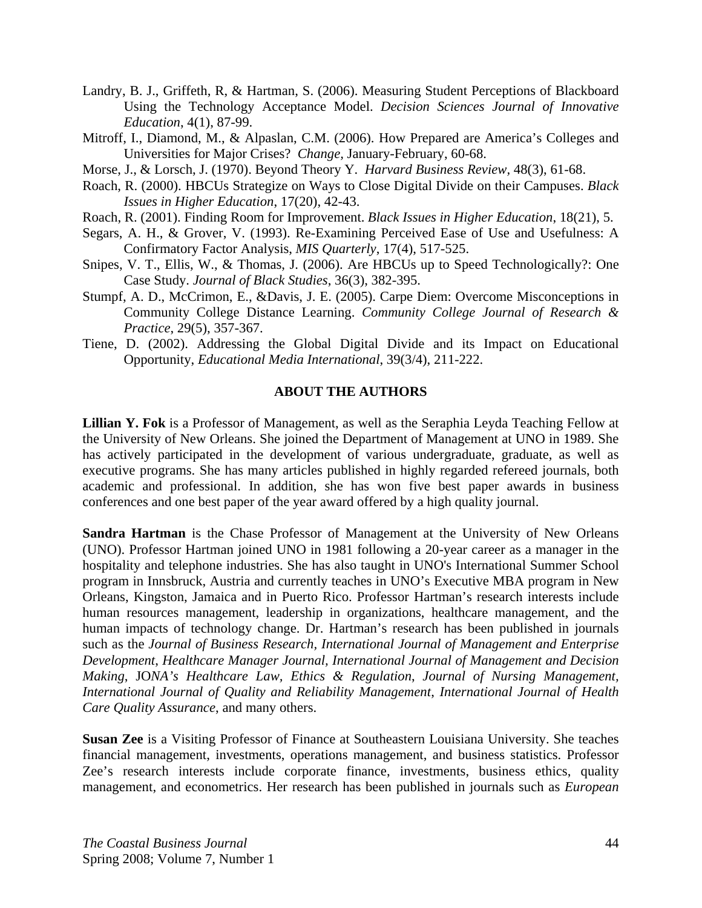Landry, B. J., Griffeth, R, & Hartman, S. (2006). Measuring Student Perceptions of Blackboard Using the Technology Acceptance Model. *Decision Sciences Journal of Innovative Education*, 4(1), 87-99.

Mitroff, I., Diamond, M., & Alpaslan, C.M. (2006). How Prepared are America's Colleges and Universities for Major Crises? *Change,* January-February, 60-68.

Morse, J., & Lorsch, J. (1970). Beyond Theory Y. *Harvard Business Review*, 48(3), 61-68.

Roach, R. (2000). HBCUs Strategize on Ways to Close Digital Divide on their Campuses. *Black Issues in Higher Education*, 17(20), 42-43.

Roach, R. (2001). Finding Room for Improvement. *Black Issues in Higher Education*, 18(21), 5.

Segars, A. H., & Grover, V. (1993). Re-Examining Perceived Ease of Use and Usefulness: A Confirmatory Factor Analysis, *MIS Quarterly*, 17(4), 517-525.

Snipes, V. T., Ellis, W., & Thomas, J. (2006). Are HBCUs up to Speed Technologically?: One Case Study. *Journal of Black Studies*, 36(3), 382-395.

Stumpf, A. D., McCrimon, E., &Davis, J. E. (2005). Carpe Diem: Overcome Misconceptions in Community College Distance Learning. *Community College Journal of Research & Practice*, 29(5), 357-367.

Tiene, D. (2002). Addressing the Global Digital Divide and its Impact on Educational Opportunity, *Educational Media International*, 39(3/4), 211-222.

## ABOUT THE AUTHORS

**Lillian Y. Fok** is a Professor of Management, as well as the Seraphia Leyda Teaching Fellow at the University of New Orleans. She joined the Department of Management at UNO in 1989. She has actively participated in the development of various undergraduate, graduate, as well as executive programs. She has many articles published in highly regarded refereed journals, both academic and professional. In addition, she has won five best paper awards in business conferences and one best paper of the year award offered by a high quality journal.

**Sandra Hartman** is the Chase Professor of Management at the University of New Orleans (UNO). Professor Hartman joined UNO in 1981 following a 20-year career as a manager in the hospitality and telephone industries. She has also taught in UNO's International Summer School program in Innsbruck, Austria and currently teaches in UNO's Executive MBA program in New Orleans, Kingston, Jamaica and in Puerto Rico. Professor Hartman's research interests include human resources management, leadership in organizations, healthcare management, and the human impacts of technology change. Dr. Hartman's research has been published in journals such as the *Journal of Business Research, International Journal of Management and Enterprise Development*, *Healthcare Manager Journal, International Journal of Management and Decision Making*, JO*NA's Healthcare Law, Ethics & Regulation*, *Journal of Nursing Management, International Journal of Quality and Reliability Management*, *International Journal of Health Care Quality Assurance*, and many others.

**Susan Zee** is a Visiting Professor of Finance at Southeastern Louisiana University. She teaches financial management, investments, operations management, and business statistics. Professor Zee's research interests include corporate finance, investments, business ethics, quality management, and econometrics. Her research has been published in journals such as *European*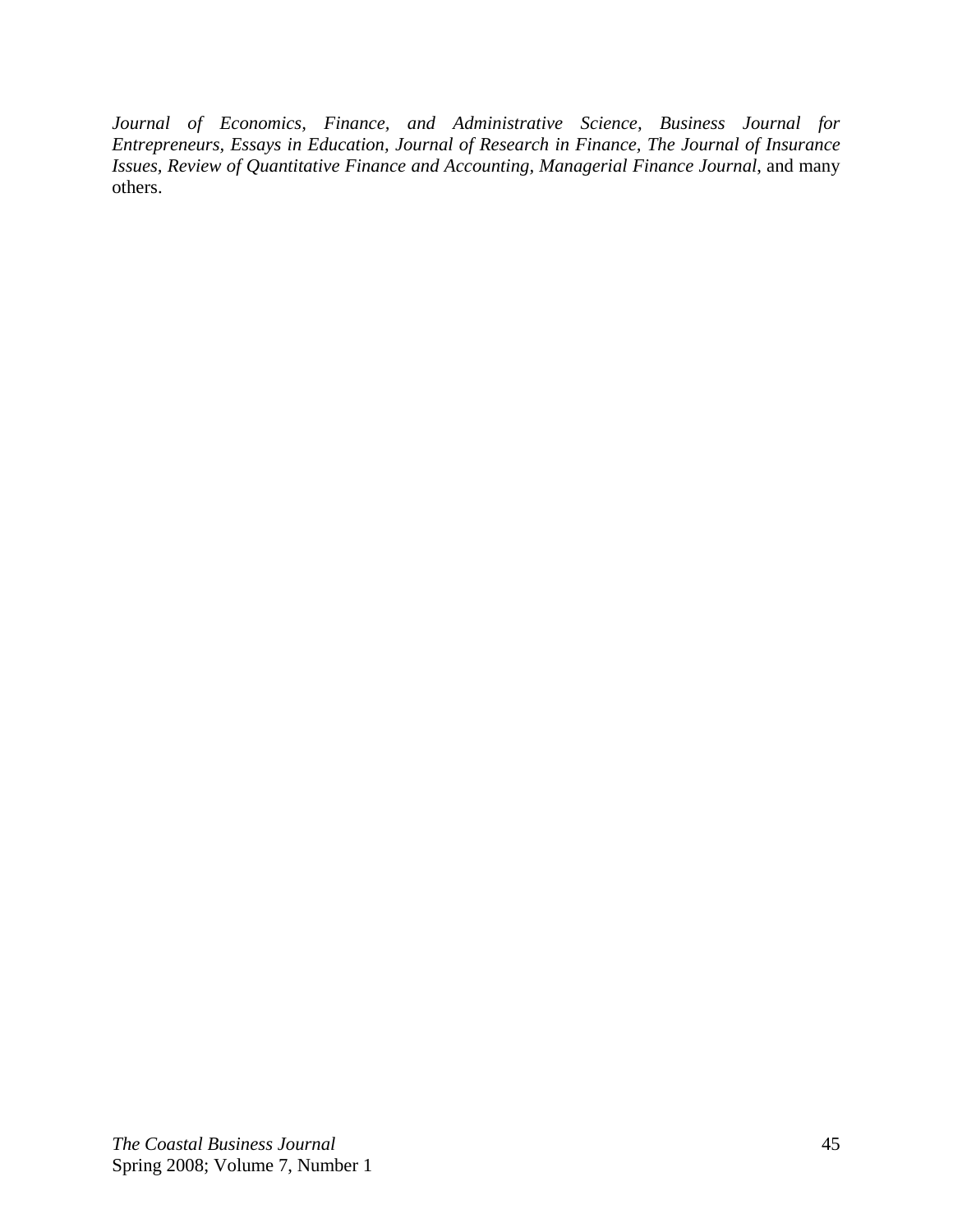*Journal of Economics, Finance, and Administrative Science, Business Journal for Entrepreneurs, Essays in Education, Journal of Research in Finance, The Journal of Insurance Issues, Review of Quantitative Finance and Accounting, Managerial Finance Journal*, and many others.